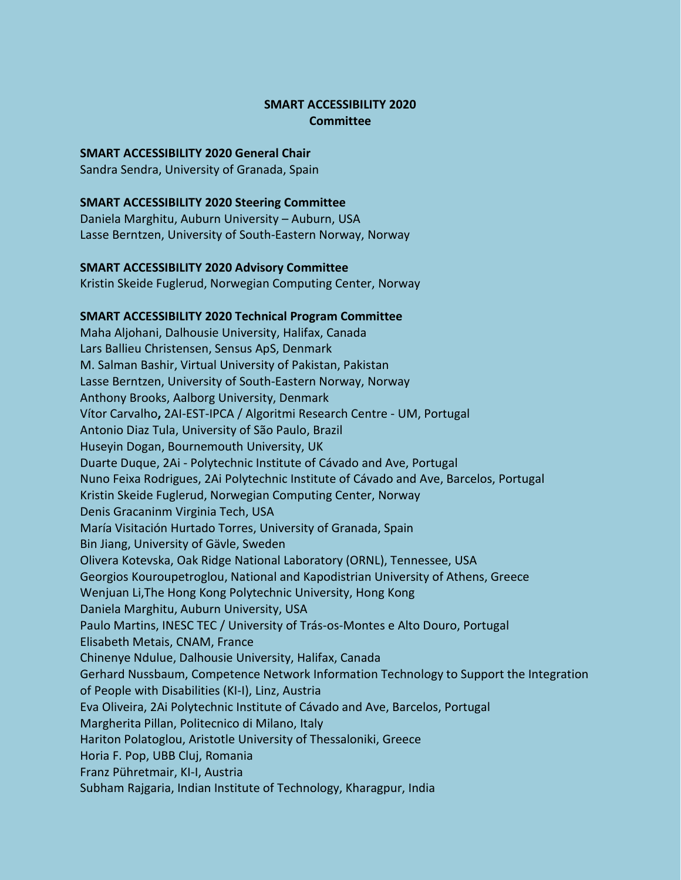# SMART ACCESSIBILITY 2020
## Committee

### SMART ACCESSIBILITY 2020 General Chair

Sandra Sendra, University of Granada, Spain

### SMART ACCESSIBILITY 2020 Steering Committee

Daniela Marghitu, Auburn University – Auburn, USA
Lasse Berntzen, University of South-Eastern Norway, Norway

### SMART ACCESSIBILITY 2020 Advisory Committee

Kristin Skeide Fuglerud, Norwegian Computing Center, Norway

### SMART ACCESSIBILITY 2020 Technical Program Committee

Maha Aljohani, Dalhousie University, Halifax, Canada
Lars Ballieu Christensen, Sensus ApS, Denmark
M. Salman Bashir, Virtual University of Pakistan, Pakistan
Lasse Berntzen, University of South-Eastern Norway, Norway
Anthony Brooks, Aalborg University, Denmark
Vítor Carvalho**,** 2AI-EST-IPCA / Algoritmi Research Centre - UM, Portugal
Antonio Diaz Tula, University of São Paulo, Brazil
Huseyin Dogan, Bournemouth University, UK
Duarte Duque, 2Ai - Polytechnic Institute of Cávado and Ave, Portugal
Nuno Feixa Rodrigues, 2Ai Polytechnic Institute of Cávado and Ave, Barcelos, Portugal
Kristin Skeide Fuglerud, Norwegian Computing Center, Norway
Denis Gracaninm Virginia Tech, USA
María Visitación Hurtado Torres, University of Granada, Spain
Bin Jiang, University of Gävle, Sweden
Olivera Kotevska, Oak Ridge National Laboratory (ORNL), Tennessee, USA
Georgios Kouroupetroglou, National and Kapodistrian University of Athens, Greece
Wenjuan Li,The Hong Kong Polytechnic University, Hong Kong
Daniela Marghitu, Auburn University, USA
Paulo Martins, INESC TEC / University of Trás-os-Montes e Alto Douro, Portugal
Elisabeth Metais, CNAM, France
Chinenye Ndulue, Dalhousie University, Halifax, Canada
Gerhard Nussbaum, Competence Network Information Technology to Support the Integration of People with Disabilities (KI-I), Linz, Austria
Eva Oliveira, 2Ai Polytechnic Institute of Cávado and Ave, Barcelos, Portugal
Margherita Pillan, Politecnico di Milano, Italy
Hariton Polatoglou, Aristotle University of Thessaloniki, Greece
Horia F. Pop, UBB Cluj, Romania
Franz Pühretmair, KI-I, Austria
Subham Rajgaria, Indian Institute of Technology, Kharagpur, India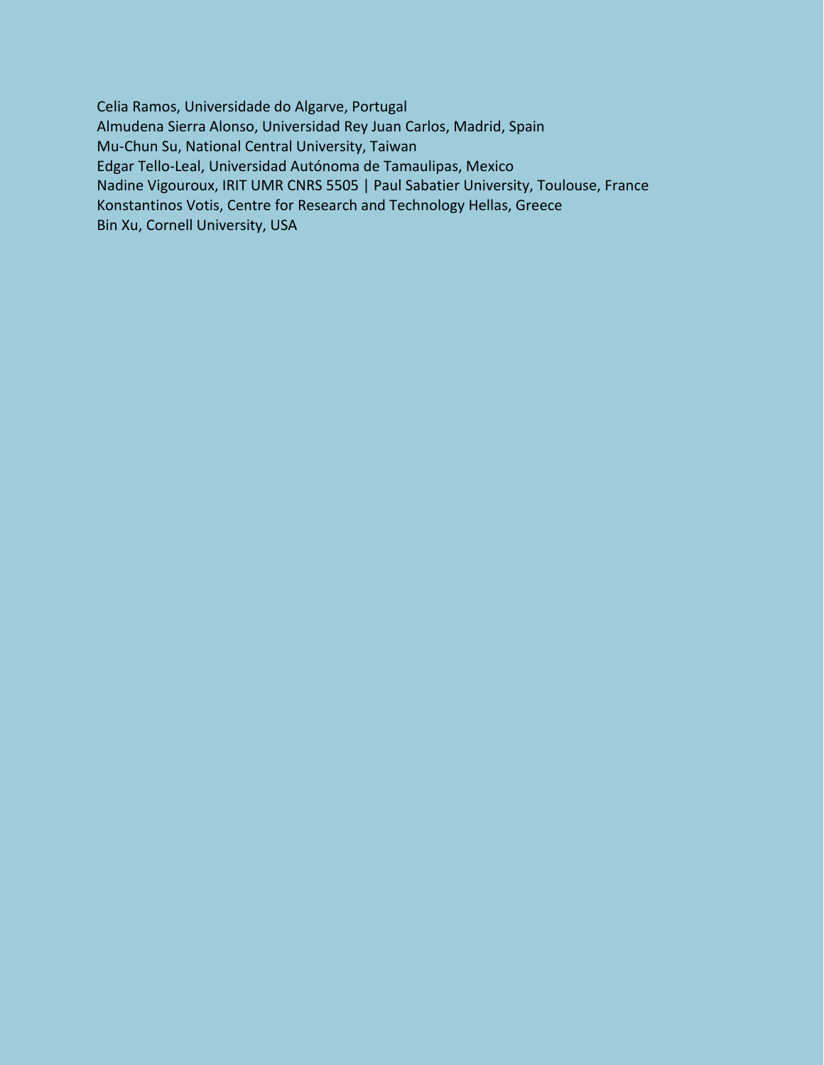Celia Ramos, Universidade do Algarve, Portugal
Almudena Sierra Alonso, Universidad Rey Juan Carlos, Madrid, Spain
Mu-Chun Su, National Central University, Taiwan
Edgar Tello-Leal, Universidad Autónoma de Tamaulipas, Mexico
Nadine Vigouroux, IRIT UMR CNRS 5505 | Paul Sabatier University, Toulouse, France
Konstantinos Votis, Centre for Research and Technology Hellas, Greece
Bin Xu, Cornell University, USA